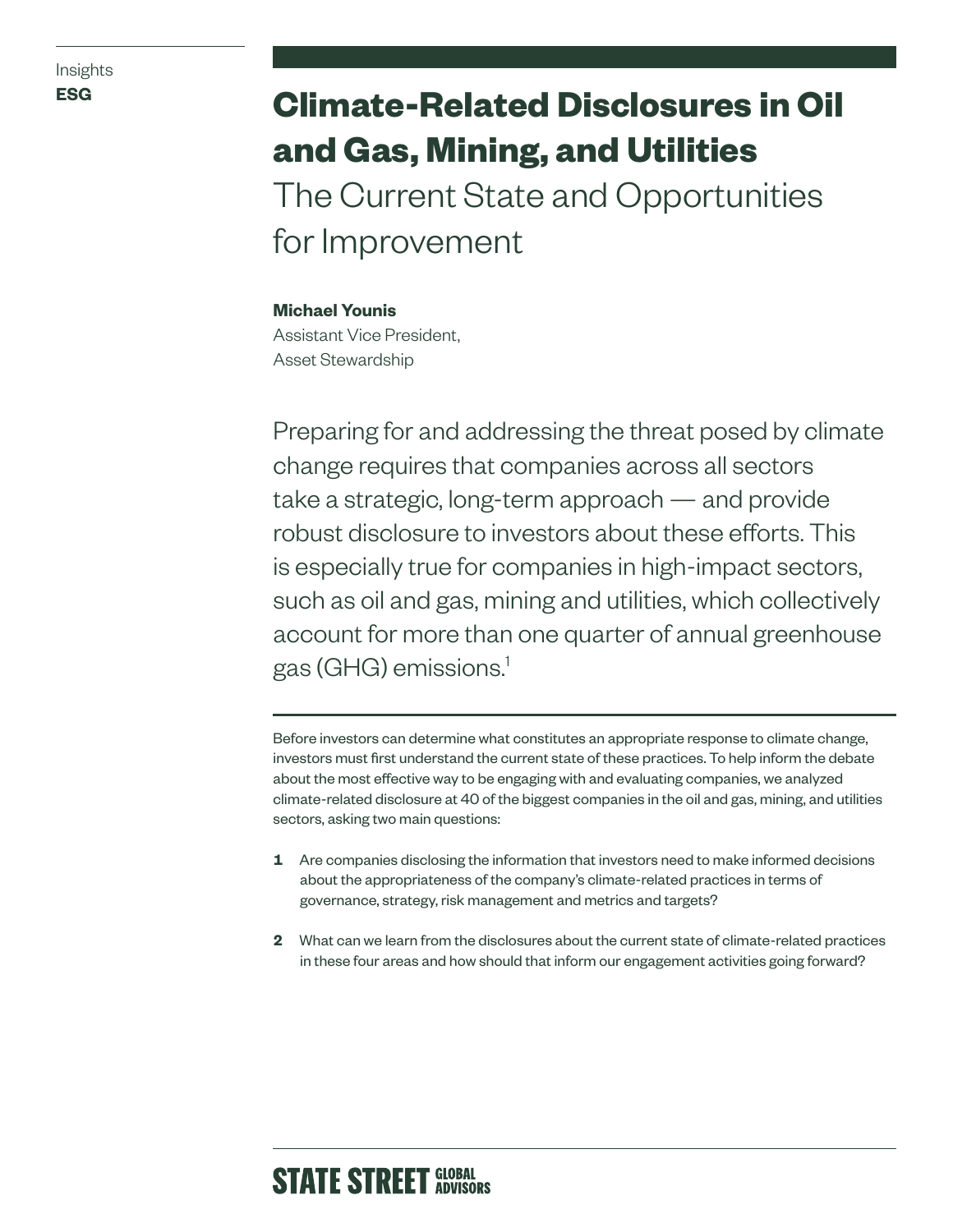Insights
**ESG**

# Climate-Related Disclosures in Oil and Gas, Mining, and Utilities

## The Current State and Opportunities for Improvement

**Michael Younis**
Assistant Vice President,
Asset Stewardship

Preparing for and addressing the threat posed by climate change requires that companies across all sectors take a strategic, long-term approach — and provide robust disclosure to investors about these efforts. This is especially true for companies in high-impact sectors, such as oil and gas, mining and utilities, which collectively account for more than one quarter of annual greenhouse gas (GHG) emissions.[1]

Before investors can determine what constitutes an appropriate response to climate change, investors must first understand the current state of these practices. To help inform the debate about the most effective way to be engaging with and evaluating companies, we analyzed climate-related disclosure at 40 of the biggest companies in the oil and gas, mining, and utilities sectors, asking two main questions:

1. Are companies disclosing the information that investors need to make informed decisions about the appropriateness of the company's climate-related practices in terms of governance, strategy, risk management and metrics and targets?
2. What can we learn from the disclosures about the current state of climate-related practices in these four areas and how should that inform our engagement activities going forward?

STATE STREET GLOBAL ADVISORS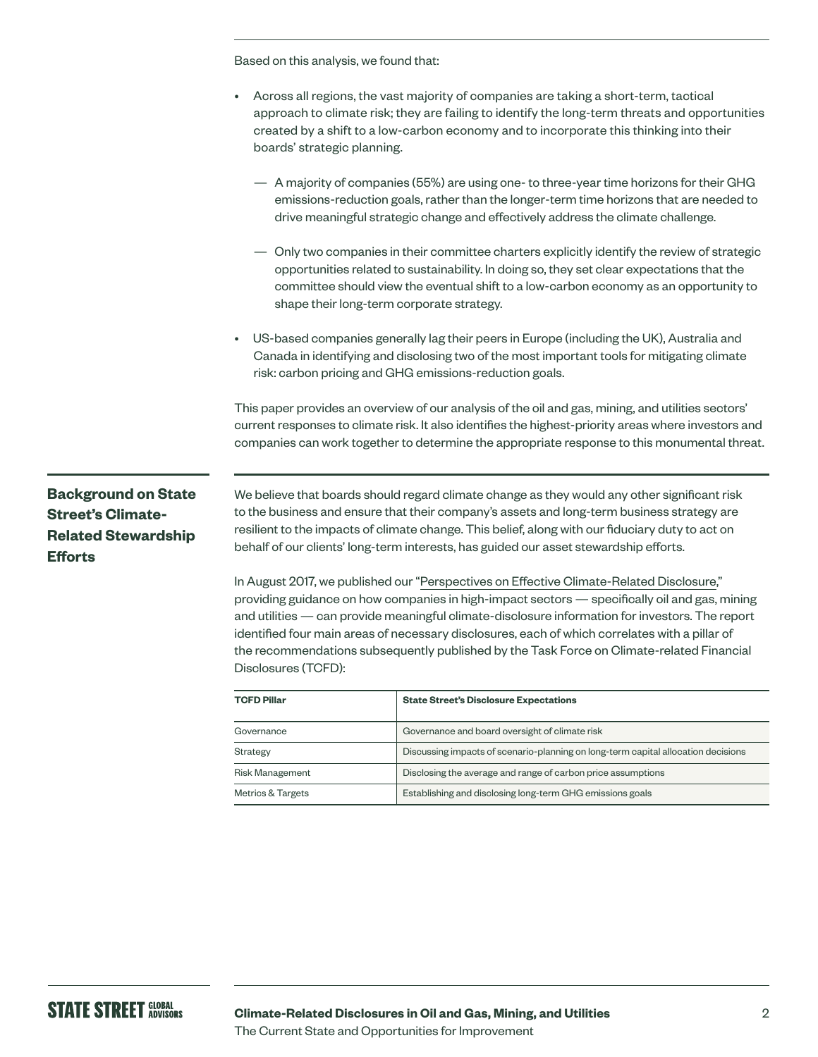Based on this analysis, we found that:

- Across all regions, the vast majority of companies are taking a short-term, tactical approach to climate risk; they are failing to identify the long-term threats and opportunities created by a shift to a low-carbon economy and to incorporate this thinking into their boards' strategic planning.
  - — A majority of companies (55%) are using one- to three-year time horizons for their GHG emissions-reduction goals, rather than the longer-term time horizons that are needed to drive meaningful strategic change and effectively address the climate challenge.
  - — Only two companies in their committee charters explicitly identify the review of strategic opportunities related to sustainability. In doing so, they set clear expectations that the committee should view the eventual shift to a low-carbon economy as an opportunity to shape their long-term corporate strategy.
- US-based companies generally lag their peers in Europe (including the UK), Australia and Canada in identifying and disclosing two of the most important tools for mitigating climate risk: carbon pricing and GHG emissions-reduction goals.

This paper provides an overview of our analysis of the oil and gas, mining, and utilities sectors' current responses to climate risk. It also identifies the highest-priority areas where investors and companies can work together to determine the appropriate response to this monumental threat.

## Background on State Street's Climate-Related Stewardship Efforts

We believe that boards should regard climate change as they would any other significant risk to the business and ensure that their company's assets and long-term business strategy are resilient to the impacts of climate change. This belief, along with our fiduciary duty to act on behalf of our clients' long-term interests, has guided our asset stewardship efforts.

In August 2017, we published our "Perspectives on Effective Climate-Related Disclosure," providing guidance on how companies in high-impact sectors — specifically oil and gas, mining and utilities — can provide meaningful climate-disclosure information for investors. The report identified four main areas of necessary disclosures, each of which correlates with a pillar of the recommendations subsequently published by the Task Force on Climate-related Financial Disclosures (TCFD):

| TCFD Pillar | State Street's Disclosure Expectations |
|---|---|
| Governance | Governance and board oversight of climate risk |
| Strategy | Discussing impacts of scenario-planning on long-term capital allocation decisions |
| Risk Management | Disclosing the average and range of carbon price assumptions |
| Metrics & Targets | Establishing and disclosing long-term GHG emissions goals |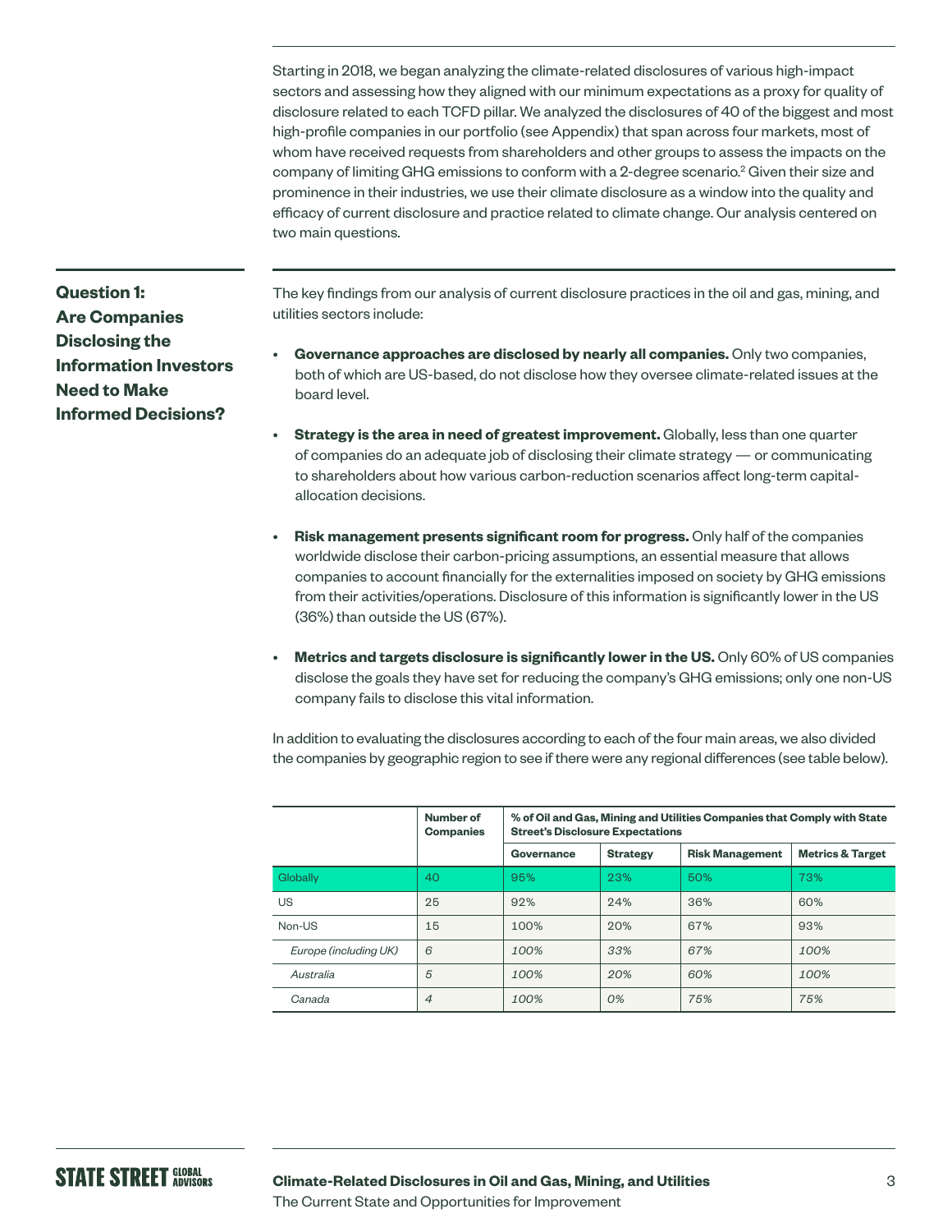Starting in 2018, we began analyzing the climate-related disclosures of various high-impact sectors and assessing how they aligned with our minimum expectations as a proxy for quality of disclosure related to each TCFD pillar. We analyzed the disclosures of 40 of the biggest and most high-profile companies in our portfolio (see Appendix) that span across four markets, most of whom have received requests from shareholders and other groups to assess the impacts on the company of limiting GHG emissions to conform with a 2-degree scenario.[2] Given their size and prominence in their industries, we use their climate disclosure as a window into the quality and efficacy of current disclosure and practice related to climate change. Our analysis centered on two main questions.

## Question 1: Are Companies Disclosing the Information Investors Need to Make Informed Decisions?

The key findings from our analysis of current disclosure practices in the oil and gas, mining, and utilities sectors include:

- **Governance approaches are disclosed by nearly all companies.** Only two companies, both of which are US-based, do not disclose how they oversee climate-related issues at the board level.
- **Strategy is the area in need of greatest improvement.** Globally, less than one quarter of companies do an adequate job of disclosing their climate strategy — or communicating to shareholders about how various carbon-reduction scenarios affect long-term capital-allocation decisions.
- **Risk management presents significant room for progress.** Only half of the companies worldwide disclose their carbon-pricing assumptions, an essential measure that allows companies to account financially for the externalities imposed on society by GHG emissions from their activities/operations. Disclosure of this information is significantly lower in the US (36%) than outside the US (67%).
- **Metrics and targets disclosure is significantly lower in the US.** Only 60% of US companies disclose the goals they have set for reducing the company's GHG emissions; only one non-US company fails to disclose this vital information.

In addition to evaluating the disclosures according to each of the four main areas, we also divided the companies by geographic region to see if there were any regional differences (see table below).

| | Number of Companies | % of Oil and Gas, Mining and Utilities Companies that Comply with State Street's Disclosure Expectations | | | |
|---|---|---|---|---|---|
| | | Governance | Strategy | Risk Management | Metrics & Target |
| Globally | 40 | 95% | 23% | 50% | 73% |
| US | 25 | 92% | 24% | 36% | 60% |
| Non-US | 15 | 100% | 20% | 67% | 93% |
| *Europe (including UK)* | *6* | *100%* | *33%* | *67%* | *100%* |
| *Australia* | *5* | *100%* | *20%* | *60%* | *100%* |
| *Canada* | *4* | *100%* | *0%* | *75%* | *75%* |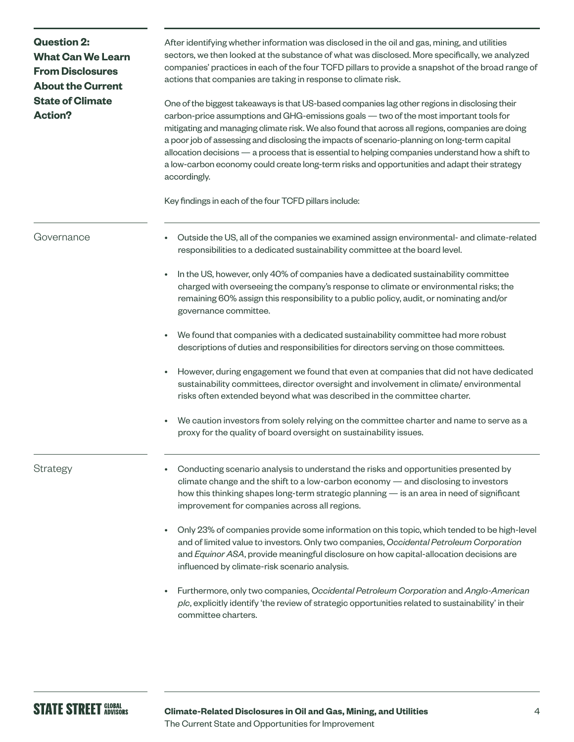## Question 2: What Can We Learn From Disclosures About the Current State of Climate Action?

After identifying whether information was disclosed in the oil and gas, mining, and utilities sectors, we then looked at the substance of what was disclosed. More specifically, we analyzed companies' practices in each of the four TCFD pillars to provide a snapshot of the broad range of actions that companies are taking in response to climate risk.

One of the biggest takeaways is that US-based companies lag other regions in disclosing their carbon-price assumptions and GHG-emissions goals — two of the most important tools for mitigating and managing climate risk. We also found that across all regions, companies are doing a poor job of assessing and disclosing the impacts of scenario-planning on long-term capital allocation decisions — a process that is essential to helping companies understand how a shift to a low-carbon economy could create long-term risks and opportunities and adapt their strategy accordingly.

Key findings in each of the four TCFD pillars include:

### Governance

- Outside the US, all of the companies we examined assign environmental- and climate-related responsibilities to a dedicated sustainability committee at the board level.
- In the US, however, only 40% of companies have a dedicated sustainability committee charged with overseeing the company's response to climate or environmental risks; the remaining 60% assign this responsibility to a public policy, audit, or nominating and/or governance committee.
- We found that companies with a dedicated sustainability committee had more robust descriptions of duties and responsibilities for directors serving on those committees.
- However, during engagement we found that even at companies that did not have dedicated sustainability committees, director oversight and involvement in climate/ environmental risks often extended beyond what was described in the committee charter.
- We caution investors from solely relying on the committee charter and name to serve as a proxy for the quality of board oversight on sustainability issues.

### Strategy

- Conducting scenario analysis to understand the risks and opportunities presented by climate change and the shift to a low-carbon economy — and disclosing to investors how this thinking shapes long-term strategic planning — is an area in need of significant improvement for companies across all regions.
- Only 23% of companies provide some information on this topic, which tended to be high-level and of limited value to investors. Only two companies, *Occidental Petroleum Corporation* and *Equinor ASA*, provide meaningful disclosure on how capital-allocation decisions are influenced by climate-risk scenario analysis.
- Furthermore, only two companies, *Occidental Petroleum Corporation* and *Anglo-American plc*, explicitly identify 'the review of strategic opportunities related to sustainability' in their committee charters.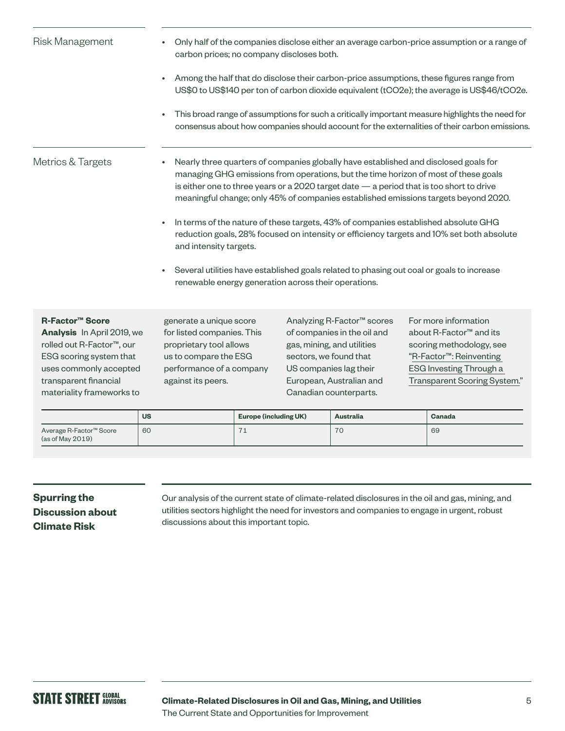| | |
|---|---|
| Risk Management | • Only half of the companies disclose either an average carbon-price assumption or a range of carbon prices; no company discloses both.<br>• Among the half that do disclose their carbon-price assumptions, these figures range from US$0 to US$140 per ton of carbon dioxide equivalent (tCO2e); the average is US$46/tCO2e.<br>• This broad range of assumptions for such a critically important measure highlights the need for consensus about how companies should account for the externalities of their carbon emissions. |
| Metrics & Targets | • Nearly three quarters of companies globally have established and disclosed goals for managing GHG emissions from operations, but the time horizon of most of these goals is either one to three years or a 2020 target date — a period that is too short to drive meaningful change; only 45% of companies established emissions targets beyond 2020.<br>• In terms of the nature of these targets, 43% of companies established absolute GHG reduction goals, 28% focused on intensity or efficiency targets and 10% set both absolute and intensity targets.<br>• Several utilities have established goals related to phasing out coal or goals to increase renewable energy generation across their operations. |

**R-Factor™ Score Analysis** In April 2019, we rolled out R-Factor™, our ESG scoring system that uses commonly accepted transparent financial materiality frameworks to generate a unique score for listed companies. This proprietary tool allows us to compare the ESG performance of a company against its peers.

Analyzing R-Factor™ scores of companies in the oil and gas, mining, and utilities sectors, we found that US companies lag their European, Australian and Canadian counterparts.

For more information about R-Factor™ and its scoring methodology, see "R-Factor™: Reinventing ESG Investing Through a Transparent Scoring System."

| | US | Europe (including UK) | Australia | Canada |
|---|---|---|---|---|
| Average R-Factor™ Score (as of May 2019) | 60 | 71 | 70 | 69 |

## Spurring the Discussion about Climate Risk

Our analysis of the current state of climate-related disclosures in the oil and gas, mining, and utilities sectors highlight the need for investors and companies to engage in urgent, robust discussions about this important topic.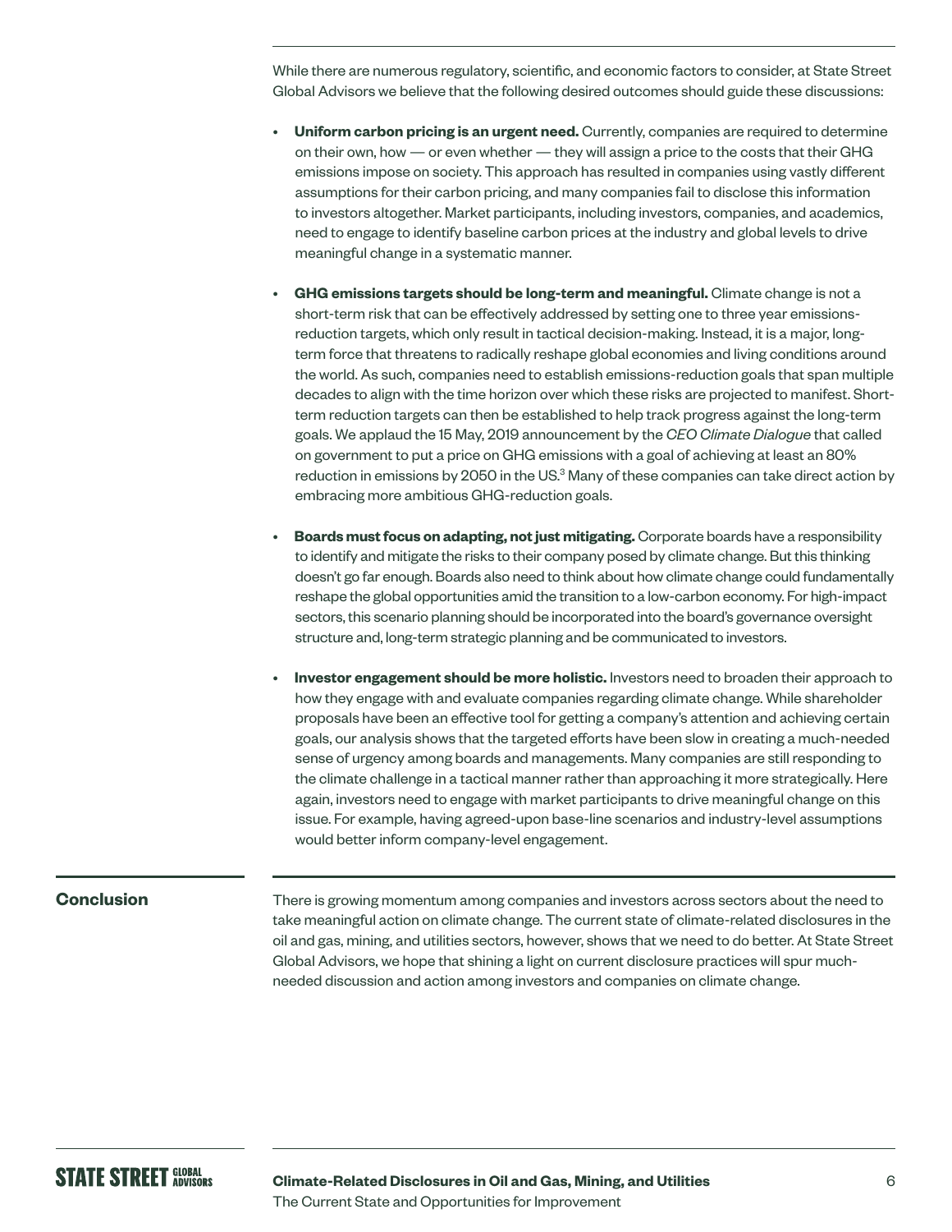While there are numerous regulatory, scientific, and economic factors to consider, at State Street Global Advisors we believe that the following desired outcomes should guide these discussions:

- **Uniform carbon pricing is an urgent need.** Currently, companies are required to determine on their own, how — or even whether — they will assign a price to the costs that their GHG emissions impose on society. This approach has resulted in companies using vastly different assumptions for their carbon pricing, and many companies fail to disclose this information to investors altogether. Market participants, including investors, companies, and academics, need to engage to identify baseline carbon prices at the industry and global levels to drive meaningful change in a systematic manner.

- **GHG emissions targets should be long-term and meaningful.** Climate change is not a short-term risk that can be effectively addressed by setting one to three year emissions-reduction targets, which only result in tactical decision-making. Instead, it is a major, long-term force that threatens to radically reshape global economies and living conditions around the world. As such, companies need to establish emissions-reduction goals that span multiple decades to align with the time horizon over which these risks are projected to manifest. Short-term reduction targets can then be established to help track progress against the long-term goals. We applaud the 15 May, 2019 announcement by the *CEO Climate Dialogue* that called on government to put a price on GHG emissions with a goal of achieving at least an 80% reduction in emissions by 2050 in the US.[3] Many of these companies can take direct action by embracing more ambitious GHG-reduction goals.

- **Boards must focus on adapting, not just mitigating.** Corporate boards have a responsibility to identify and mitigate the risks to their company posed by climate change. But this thinking doesn't go far enough. Boards also need to think about how climate change could fundamentally reshape the global opportunities amid the transition to a low-carbon economy. For high-impact sectors, this scenario planning should be incorporated into the board's governance oversight structure and, long-term strategic planning and be communicated to investors.

- **Investor engagement should be more holistic.** Investors need to broaden their approach to how they engage with and evaluate companies regarding climate change. While shareholder proposals have been an effective tool for getting a company's attention and achieving certain goals, our analysis shows that the targeted efforts have been slow in creating a much-needed sense of urgency among boards and managements. Many companies are still responding to the climate challenge in a tactical manner rather than approaching it more strategically. Here again, investors need to engage with market participants to drive meaningful change on this issue. For example, having agreed-upon base-line scenarios and industry-level assumptions would better inform company-level engagement.

## Conclusion

There is growing momentum among companies and investors across sectors about the need to take meaningful action on climate change. The current state of climate-related disclosures in the oil and gas, mining, and utilities sectors, however, shows that we need to do better. At State Street Global Advisors, we hope that shining a light on current disclosure practices will spur much-needed discussion and action among investors and companies on climate change.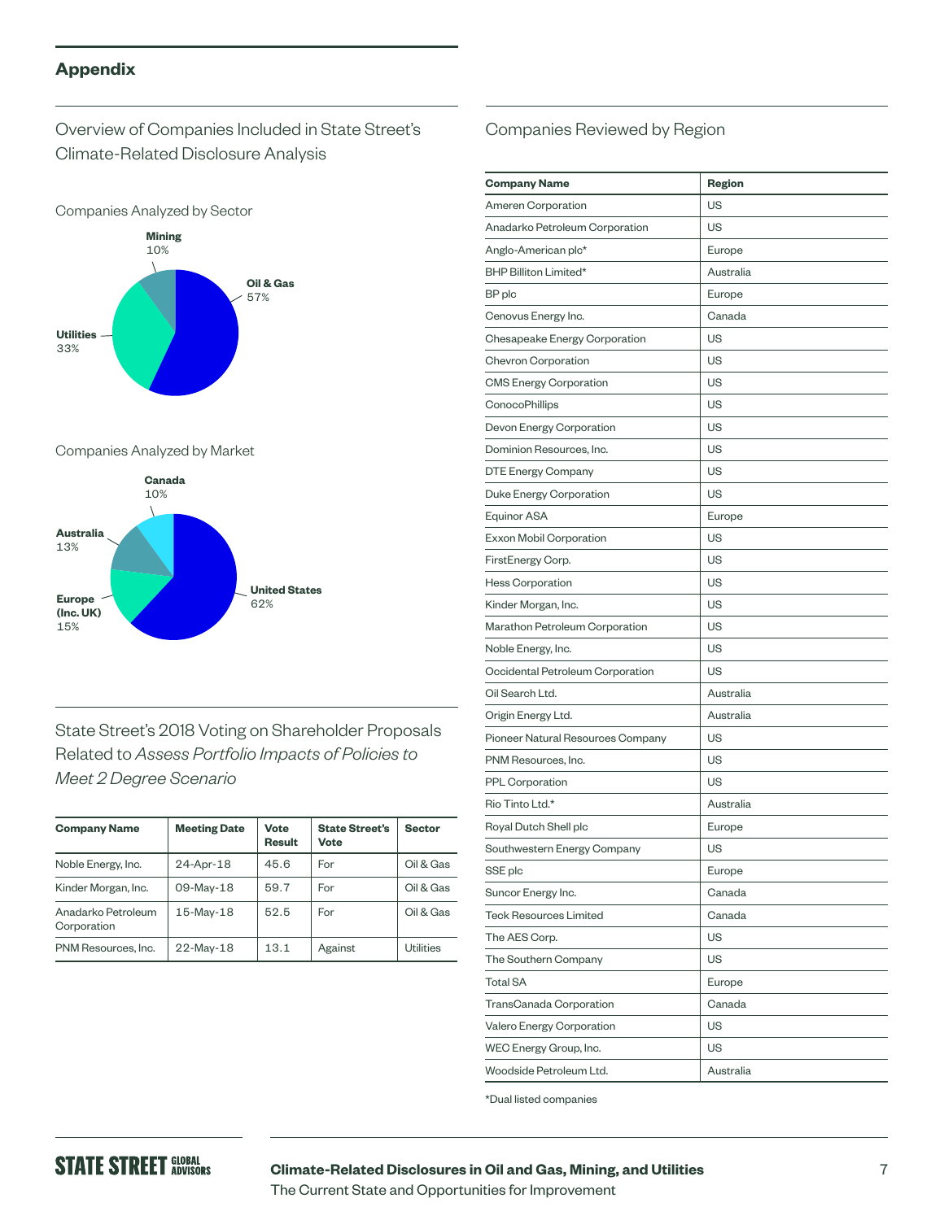## Appendix

### Overview of Companies Included in State Street's Climate-Related Disclosure Analysis

Companies Analyzed by Sector

- Mining 10%
- Oil & Gas 57%
- Utilities 33%

Companies Analyzed by Market

- Canada 10%
- Australia 13%
- Europe (Inc. UK) 15%
- United States 62%

### State Street's 2018 Voting on Shareholder Proposals Related to *Assess Portfolio Impacts of Policies to Meet 2 Degree Scenario*

| Company Name | Meeting Date | Vote Result | State Street's Vote | Sector |
|---|---|---|---|---|
| Noble Energy, Inc. | 24-Apr-18 | 45.6 | For | Oil & Gas |
| Kinder Morgan, Inc. | 09-May-18 | 59.7 | For | Oil & Gas |
| Anadarko Petroleum Corporation | 15-May-18 | 52.5 | For | Oil & Gas |
| PNM Resources, Inc. | 22-May-18 | 13.1 | Against | Utilities |

### Companies Reviewed by Region

| Company Name | Region |
|---|---|
| Ameren Corporation | US |
| Anadarko Petroleum Corporation | US |
| Anglo-American plc* | Europe |
| BHP Billiton Limited* | Australia |
| BP plc | Europe |
| Cenovus Energy Inc. | Canada |
| Chesapeake Energy Corporation | US |
| Chevron Corporation | US |
| CMS Energy Corporation | US |
| ConocoPhillips | US |
| Devon Energy Corporation | US |
| Dominion Resources, Inc. | US |
| DTE Energy Company | US |
| Duke Energy Corporation | US |
| Equinor ASA | Europe |
| Exxon Mobil Corporation | US |
| FirstEnergy Corp. | US |
| Hess Corporation | US |
| Kinder Morgan, Inc. | US |
| Marathon Petroleum Corporation | US |
| Noble Energy, Inc. | US |
| Occidental Petroleum Corporation | US |
| Oil Search Ltd. | Australia |
| Origin Energy Ltd. | Australia |
| Pioneer Natural Resources Company | US |
| PNM Resources, Inc. | US |
| PPL Corporation | US |
| Rio Tinto Ltd.* | Australia |
| Royal Dutch Shell plc | Europe |
| Southwestern Energy Company | US |
| SSE plc | Europe |
| Suncor Energy Inc. | Canada |
| Teck Resources Limited | Canada |
| The AES Corp. | US |
| The Southern Company | US |
| Total SA | Europe |
| TransCanada Corporation | Canada |
| Valero Energy Corporation | US |
| WEC Energy Group, Inc. | US |
| Woodside Petroleum Ltd. | Australia |

*Dual listed companies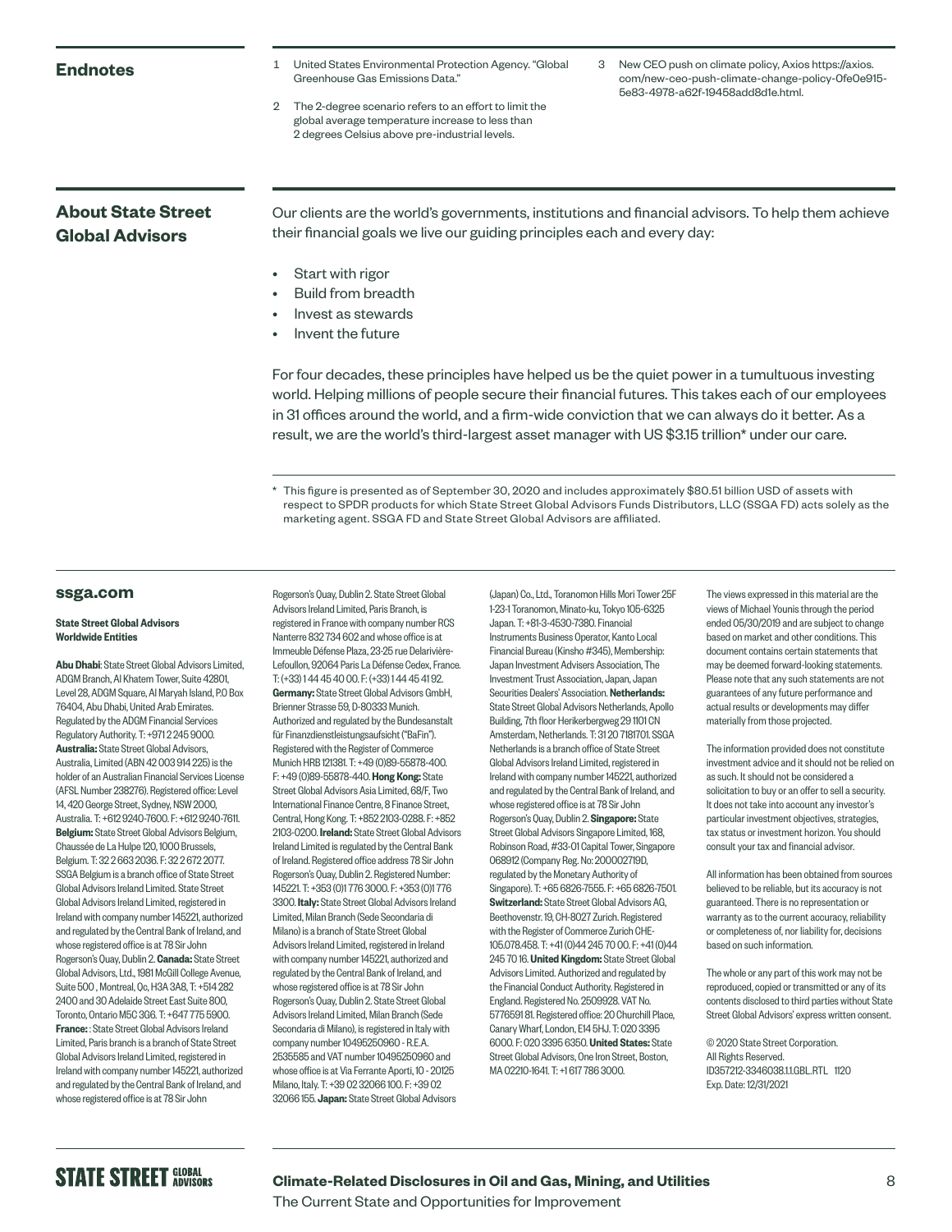## Endnotes

1 United States Environmental Protection Agency. "Global Greenhouse Gas Emissions Data."

2 The 2-degree scenario refers to an effort to limit the global average temperature increase to less than 2 degrees Celsius above pre-industrial levels.

3 New CEO push on climate policy, Axios https://axios.com/new-ceo-push-climate-change-policy-0fe0e915-5e83-4978-a62f-19458add8d1e.html.

## About State Street Global Advisors

Our clients are the world's governments, institutions and financial advisors. To help them achieve their financial goals we live our guiding principles each and every day:

- Start with rigor
- Build from breadth
- Invest as stewards
- Invent the future

For four decades, these principles have helped us be the quiet power in a tumultuous investing world. Helping millions of people secure their financial futures. This takes each of our employees in 31 offices around the world, and a firm-wide conviction that we can always do it better. As a result, we are the world's third-largest asset manager with US $3.15 trillion* under our care.

* This figure is presented as of September 30, 2020 and includes approximately $80.51 billion USD of assets with respect to SPDR products for which State Street Global Advisors Funds Distributors, LLC (SSGA FD) acts solely as the marketing agent. SSGA FD and State Street Global Advisors are affiliated.

**ssga.com**

**State Street Global Advisors Worldwide Entities**

**Abu Dhabi**: State Street Global Advisors Limited, ADGM Branch, Al Khatem Tower, Suite 42801, Level 28, ADGM Square, Al Maryah Island, P.O Box 76404, Abu Dhabi, United Arab Emirates. Regulated by the ADGM Financial Services Regulatory Authority. T: +971 2 245 9000. **Australia:** State Street Global Advisors, Australia, Limited (ABN 42 003 914 225) is the holder of an Australian Financial Services License (AFSL Number 238276). Registered office: Level 14, 420 George Street, Sydney, NSW 2000, Australia. T: +612 9240-7600. F: +612 9240-7611. **Belgium:** State Street Global Advisors Belgium, Chaussée de La Hulpe 120, 1000 Brussels, Belgium. T: 32 2 663 2036. F: 32 2 672 2077. SSGA Belgium is a branch office of State Street Global Advisors Ireland Limited. State Street Global Advisors Ireland Limited, registered in Ireland with company number 145221, authorized and regulated by the Central Bank of Ireland, and whose registered office is at 78 Sir John Rogerson's Quay, Dublin 2. **Canada:** State Street Global Advisors, Ltd., 1981 McGill College Avenue, Suite 500 , Montreal, Qc, H3A 3A8, T: +514 282 2400 and 30 Adelaide Street East Suite 800, Toronto, Ontario M5C 3G6. T: +647 775 5900. **France:** : State Street Global Advisors Ireland Limited, Paris branch is a branch of State Street Global Advisors Ireland Limited, registered in Ireland with company number 145221, authorized and regulated by the Central Bank of Ireland, and whose registered office is at 78 Sir John Rogerson's Quay, Dublin 2. State Street Global Advisors Ireland Limited, Paris Branch, is registered in France with company number RCS Nanterre 832 734 602 and whose office is at Immeuble Défense Plaza, 23-25 rue Delarivière-Lefoullon, 92064 Paris La Défense Cedex, France. T: (+33) 1 44 45 40 00. F: (+33) 1 44 45 41 92. **Germany:** State Street Global Advisors GmbH, Brienner Strasse 59, D-80333 Munich. Authorized and regulated by the Bundesanstalt für Finanzdienstleistungsaufsicht ("BaFin"). Registered with the Register of Commerce Munich HRB 121381. T: +49 (0)89-55878-400. F: +49 (0)89-55878-440. **Hong Kong:** State Street Global Advisors Asia Limited, 68/F, Two International Finance Centre, 8 Finance Street, Central, Hong Kong. T: +852 2103-0288. F: +852 2103-0200. **Ireland:** State Street Global Advisors Ireland Limited is regulated by the Central Bank of Ireland. Registered office address 78 Sir John Rogerson's Quay, Dublin 2. Registered Number: 145221. T: +353 (0)1 776 3000. F: +353 (0)1 776 3300. **Italy:** State Street Global Advisors Ireland Limited, Milan Branch (Sede Secondaria di Milano) is a branch of State Street Global Advisors Ireland Limited, registered in Ireland with company number 145221, authorized and regulated by the Central Bank of Ireland, and whose registered office is at 78 Sir John Rogerson's Quay, Dublin 2. State Street Global Advisors Ireland Limited, Milan Branch (Sede Secondaria di Milano), is registered in Italy with company number 10495250960 - R.E.A. 2535585 and VAT number 10495250960 and whose office is at Via Ferrante Aporti, 10 - 20125 Milano, Italy. T: +39 02 32066 100. F: +39 02 32066 155. **Japan:** State Street Global Advisors (Japan) Co., Ltd., Toranomon Hills Mori Tower 25F 1-23-1 Toranomon, Minato-ku, Tokyo 105-6325 Japan. T: +81-3-4530-7380. Financial Instruments Business Operator, Kanto Local Financial Bureau (Kinsho #345), Membership: Japan Investment Advisers Association, The Investment Trust Association, Japan, Japan Securities Dealers' Association. **Netherlands:** State Street Global Advisors Netherlands, Apollo Building, 7th floor Herikerbergweg 29 1101 CN Amsterdam, Netherlands. T: 31 20 7181701. SSGA Netherlands is a branch office of State Street Global Advisors Ireland Limited, registered in Ireland with company number 145221, authorized and regulated by the Central Bank of Ireland, and whose registered office is at 78 Sir John Rogerson's Quay, Dublin 2. **Singapore:** State Street Global Advisors Singapore Limited, 168, Robinson Road, #33-01 Capital Tower, Singapore 068912 (Company Reg. No: 200002719D, regulated by the Monetary Authority of Singapore). T: +65 6826-7555. F: +65 6826-7501. **Switzerland:** State Street Global Advisors AG, Beethovenstr. 19, CH-8027 Zurich. Registered with the Register of Commerce Zurich CHE-105.078.458. T: +41 (0)44 245 70 00. F: +41 (0)44 245 70 16. **United Kingdom:** State Street Global Advisors Limited. Authorized and regulated by the Financial Conduct Authority. Registered in England. Registered No. 2509928. VAT No. 5776591 81. Registered office: 20 Churchill Place, Canary Wharf, London, E14 5HJ. T: 020 3395 6000. F: 020 3395 6350. **United States:** State Street Global Advisors, One Iron Street, Boston, MA 02210-1641. T: +1 617 786 3000.

The views expressed in this material are the views of Michael Younis through the period ended 05/30/2019 and are subject to change based on market and other conditions. This document contains certain statements that may be deemed forward-looking statements. Please note that any such statements are not guarantees of any future performance and actual results or developments may differ materially from those projected.

The information provided does not constitute investment advice and it should not be relied on as such. It should not be considered a solicitation to buy or an offer to sell a security. It does not take into account any investor's particular investment objectives, strategies, tax status or investment horizon. You should consult your tax and financial advisor.

All information has been obtained from sources believed to be reliable, but its accuracy is not guaranteed. There is no representation or warranty as to the current accuracy, reliability or completeness of, nor liability for, decisions based on such information.

The whole or any part of this work may not be reproduced, copied or transmitted or any of its contents disclosed to third parties without State Street Global Advisors' express written consent.

© 2020 State Street Corporation.
All Rights Reserved.
ID357212-3346038.1.1.GBL.RTL 1120
Exp. Date: 12/31/2021